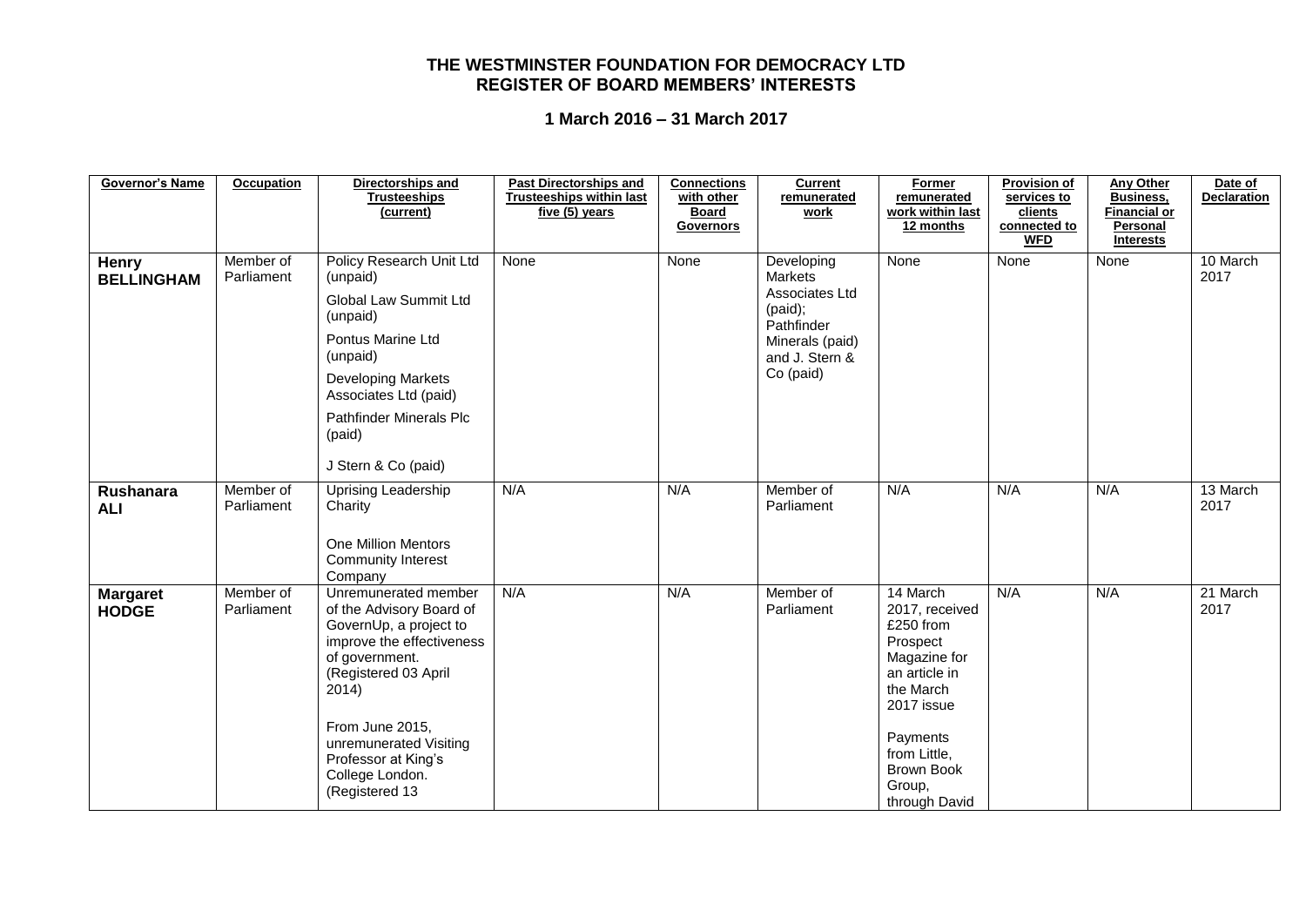# THE WESTMINSTER FOUNDATION FOR DEMOCRACY LTD
## REGISTER OF BOARD MEMBERS' INTERESTS

### 1 March 2016 – 31 March 2017

| Governor's Name | Occupation | Directorships and Trusteeships (current) | Past Directorships and Trusteeships within last five (5) years | Connections with other Board Governors | Current remunerated work | Former remunerated work within last 12 months | Provision of services to clients connected to WFD | Any Other Business, Financial or Personal Interests | Date of Declaration |
|---|---|---|---|---|---|---|---|---|---|
| **Henry BELLINGHAM** | Member of Parliament | Policy Research Unit Ltd (unpaid)<br>Global Law Summit Ltd (unpaid)<br>Pontus Marine Ltd (unpaid)<br>Developing Markets Associates Ltd (paid)<br>Pathfinder Minerals Plc (paid)<br>J Stern & Co (paid) | None | None | Developing Markets Associates Ltd (paid); Pathfinder Minerals (paid) and J. Stern & Co (paid) | None | None | None | 10 March 2017 |
| **Rushanara ALI** | Member of Parliament | Uprising Leadership Charity<br><br>One Million Mentors Community Interest Company | N/A | N/A | Member of Parliament | N/A | N/A | N/A | 13 March 2017 |
| **Margaret HODGE** | Member of Parliament | Unremunerated member of the Advisory Board of GovernUp, a project to improve the effectiveness of government. (Registered 03 April 2014)<br><br>From June 2015, unremunerated Visiting Professor at King's College London. (Registered 13 | N/A | N/A | Member of Parliament | 14 March 2017, received £250 from Prospect Magazine for an article in the March 2017 issue<br><br>Payments from Little, Brown Book Group, through David | N/A | N/A | 21 March 2017 |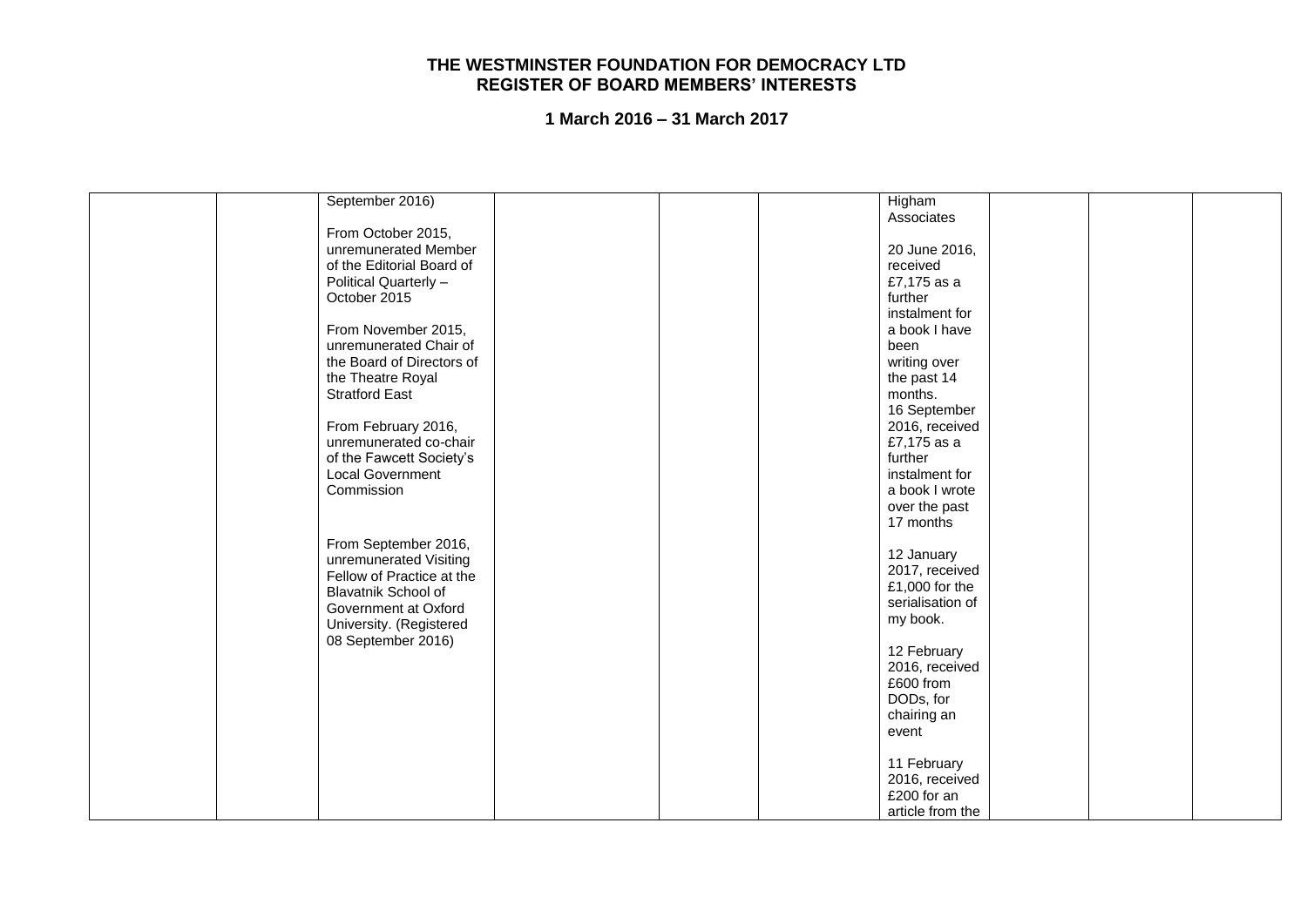**THE WESTMINSTER FOUNDATION FOR DEMOCRACY LTD**
**REGISTER OF BOARD MEMBERS' INTERESTS**

**1 March 2016 – 31 March 2017**

| | | | | | | | | | |
|---|---|---|---|---|---|---|---|---|---|
| | | September 2016)<br><br>From October 2015, unremunerated Member of the Editorial Board of Political Quarterly – October 2015<br><br>From November 2015, unremunerated Chair of the Board of Directors of the Theatre Royal Stratford East<br><br>From February 2016, unremunerated co-chair of the Fawcett Society's Local Government Commission<br><br>From September 2016, unremunerated Visiting Fellow of Practice at the Blavatnik School of Government at Oxford University. (Registered 08 September 2016) | | | | Higham Associates<br><br>20 June 2016, received £7,175 as a further instalment for a book I have been writing over the past 14 months.<br>16 September 2016, received £7,175 as a further instalment for a book I wrote over the past 17 months<br><br>12 January 2017, received £1,000 for the serialisation of my book.<br><br>12 February 2016, received £600 from DODs, for chairing an event<br><br>11 February 2016, received £200 for an article from the | | | |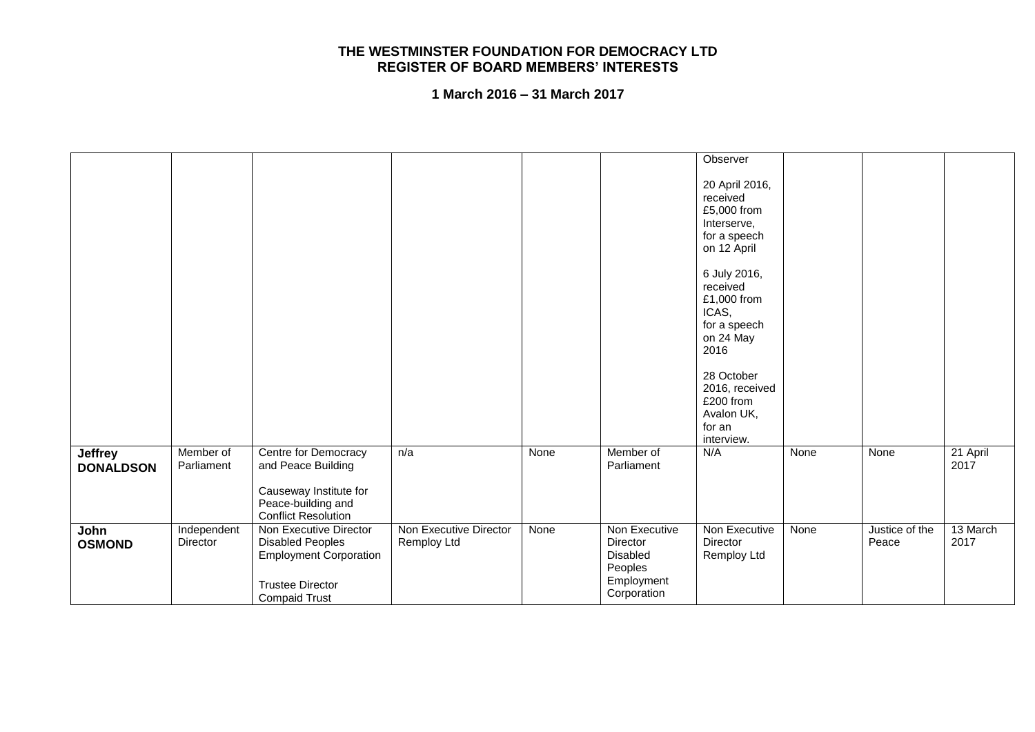# THE WESTMINSTER FOUNDATION FOR DEMOCRACY LTD
## REGISTER OF BOARD MEMBERS' INTERESTS

### 1 March 2016 – 31 March 2017

| | | | | | | | | | |
|---|---|---|---|---|---|---|---|---|---|
| | | | | | | Observer<br><br>20 April 2016, received £5,000 from Interserve, for a speech on 12 April<br><br>6 July 2016, received £1,000 from ICAS, for a speech on 24 May 2016<br><br>28 October 2016, received £200 from Avalon UK, for an interview. | | | |
| **Jeffrey DONALDSON** | Member of Parliament | Centre for Democracy and Peace Building<br><br>Causeway Institute for Peace-building and Conflict Resolution | n/a | None | Member of Parliament | N/A | None | None | 21 April 2017 |
| **John OSMOND** | Independent Director | Non Executive Director Disabled Peoples Employment Corporation<br><br>Trustee Director Compaid Trust | Non Executive Director Remploy Ltd | None | Non Executive Director Disabled Peoples Employment Corporation | Non Executive Director Remploy Ltd | None | Justice of the Peace | 13 March 2017 |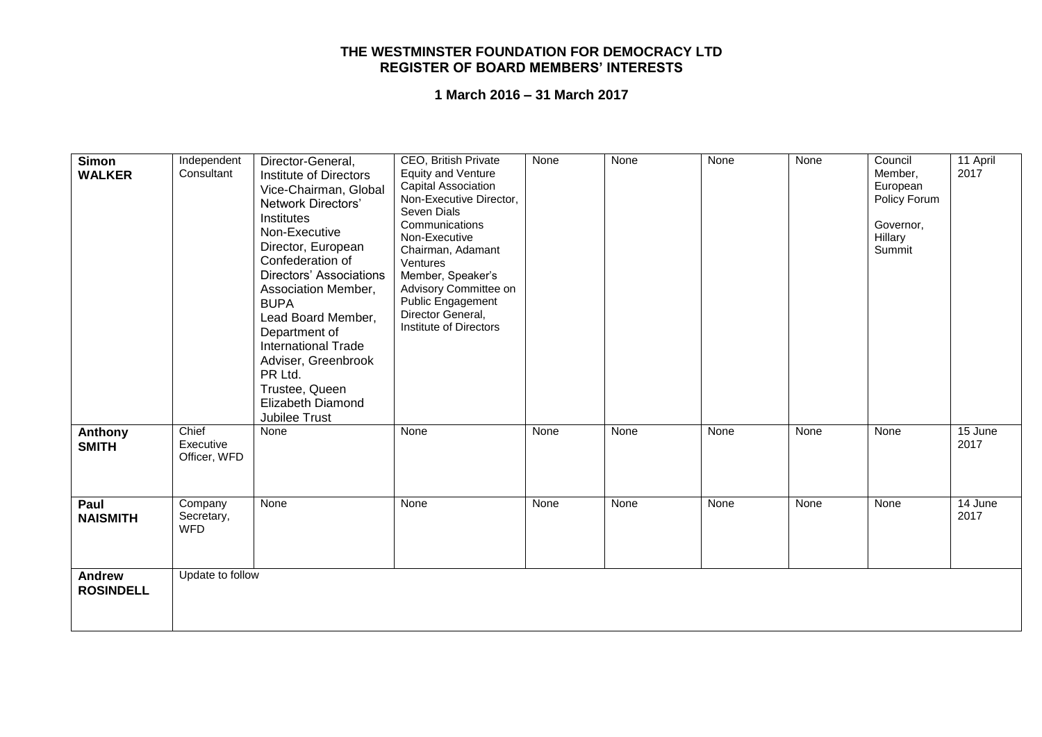**THE WESTMINSTER FOUNDATION FOR DEMOCRACY LTD**
**REGISTER OF BOARD MEMBERS' INTERESTS**

**1 March 2016 – 31 March 2017**

| | | | | | | | | | |
|---|---|---|---|---|---|---|---|---|---|
| **Simon WALKER** | Independent Consultant | Director-General, Institute of Directors<br>Vice-Chairman, Global Network Directors' Institutes<br>Non-Executive Director, European Confederation of Directors' Associations<br>Association Member, BUPA<br>Lead Board Member, Department of International Trade<br>Adviser, Greenbrook PR Ltd.<br>Trustee, Queen Elizabeth Diamond Jubilee Trust | CEO, British Private Equity and Venture Capital Association<br>Non-Executive Director, Seven Dials Communications<br>Non-Executive Chairman, Adamant Ventures<br>Member, Speaker's Advisory Committee on Public Engagement<br>Director General, Institute of Directors | None | None | None | None | Council Member, European Policy Forum<br><br>Governor, Hillary Summit | 11 April 2017 |
| **Anthony SMITH** | Chief Executive Officer, WFD | None | None | None | None | None | None | None | 15 June 2017 |
| **Paul NAISMITH** | Company Secretary, WFD | None | None | None | None | None | None | None | 14 June 2017 |
| **Andrew ROSINDELL** | Update to follow | | | | | | | | |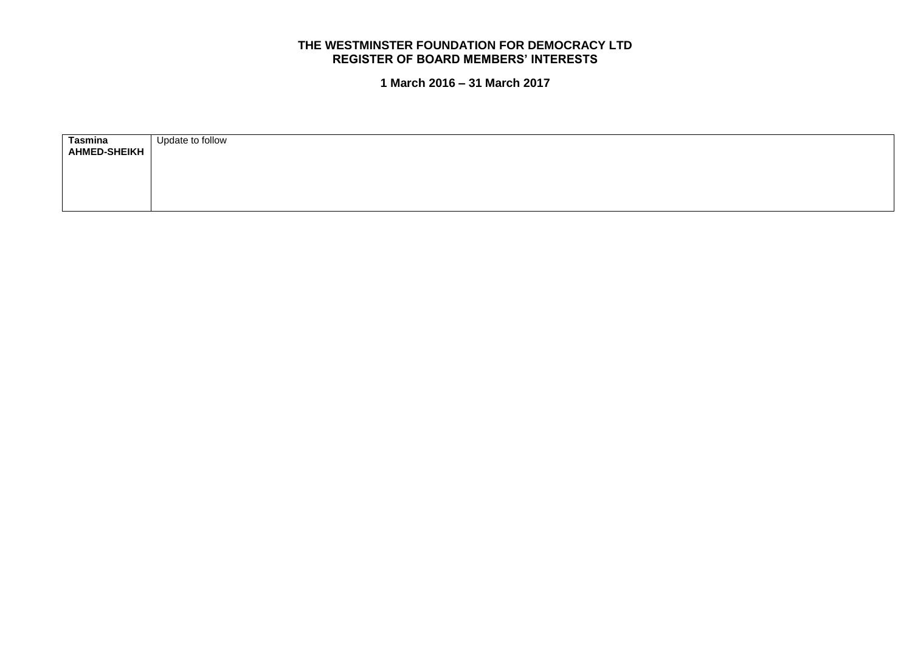**THE WESTMINSTER FOUNDATION FOR DEMOCRACY LTD**
**REGISTER OF BOARD MEMBERS' INTERESTS**

**1 March 2016 – 31 March 2017**

| | |
|---|---|
| **Tasmina AHMED-SHEIKH** | Update to follow |